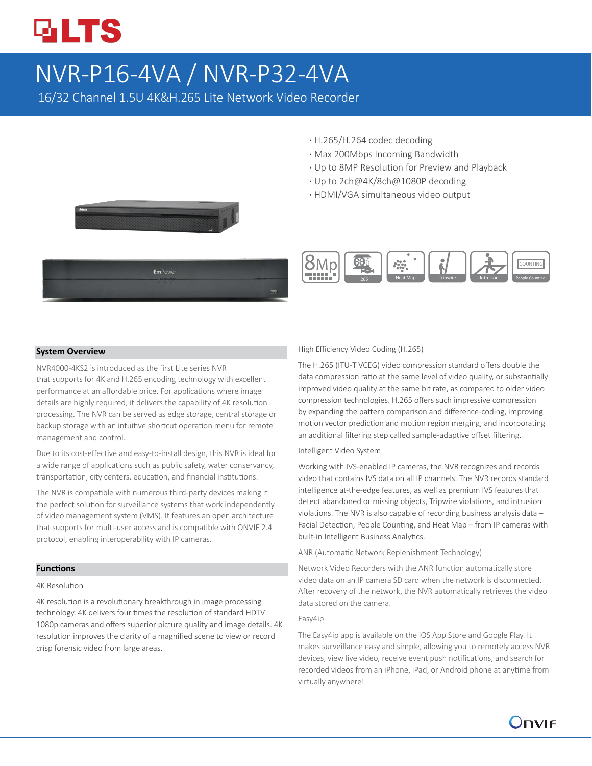# NVR-P16-4VA / NVR-P32-4VA

16/32 Channel 1.5U 4K&H.265 Lite Network Video Recorder

- H.265/H.264 codec decoding
- Max 200Mbps Incoming Bandwidth
- Up to 8MP Resolution for Preview and Playback
- Up to 2ch@4K/8ch@1080P decoding
- HDMI/VGA simultaneous video output

## System Overview

NVR4000-4KS2 is introduced as the first Lite series NVR that supports for 4K and H.265 encoding technology with excellent performance at an affordable price. For applications where image details are highly required, it delivers the capability of 4K resolution processing. The NVR can be served as edge storage, central storage or backup storage with an intuitive shortcut operation menu for remote management and control.

Due to its cost-effective and easy-to-install design, this NVR is ideal for a wide range of applications such as public safety, water conservancy, transportation, city centers, education, and financial institutions.

The NVR is compatible with numerous third-party devices making it the perfect solution for surveillance systems that work independently of video management system (VMS). It features an open architecture that supports for multi-user access and is compatible with ONVIF 2.4 protocol, enabling interoperability with IP cameras.

## Functions

4K Resolution

4K resolution is a revolutionary breakthrough in image processing technology. 4K delivers four times the resolution of standard HDTV 1080p cameras and offers superior picture quality and image details. 4K resolution improves the clarity of a magnified scene to view or record crisp forensic video from large areas.

High Efficiency Video Coding (H.265)

The H.265 (ITU-T VCEG) video compression standard offers double the data compression ratio at the same level of video quality, or substantially improved video quality at the same bit rate, as compared to older video compression technologies. H.265 offers such impressive compression by expanding the pattern comparison and difference-coding, improving motion vector prediction and motion region merging, and incorporating an additional filtering step called sample-adaptive offset filtering.

Intelligent Video System

Working with IVS-enabled IP cameras, the NVR recognizes and records video that contains IVS data on all IP channels. The NVR records standard intelligence at-the-edge features, as well as premium IVS features that detect abandoned or missing objects, Tripwire violations, and intrusion violations. The NVR is also capable of recording business analysis data – Facial Detection, People Counting, and Heat Map – from IP cameras with built-in Intelligent Business Analytics.

ANR (Automatic Network Replenishment Technology)

Network Video Recorders with the ANR function automatically store video data on an IP camera SD card when the network is disconnected. After recovery of the network, the NVR automatically retrieves the video data stored on the camera.

Easy4ip

The Easy4ip app is available on the iOS App Store and Google Play. It makes surveillance easy and simple, allowing you to remotely access NVR devices, view live video, receive event push notifications, and search for recorded videos from an iPhone, iPad, or Android phone at anytime from virtually anywhere!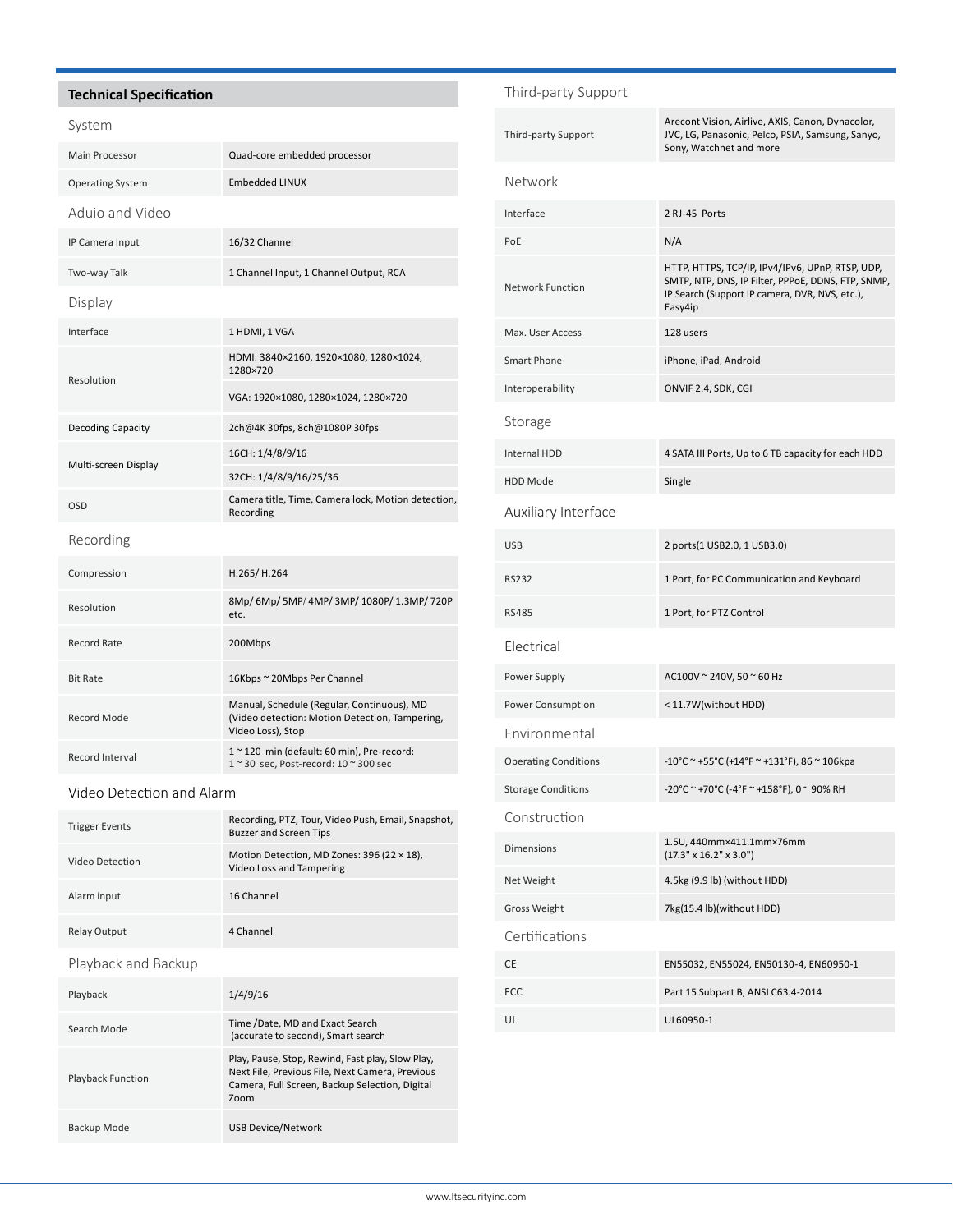## Technical Specification

### System

| | |
|---|---|
| Main Processor | Quad-core embedded processor |
| Operating System | Embedded LINUX |

### Aduio and Video

| | |
|---|---|
| IP Camera Input | 16/32 Channel |
| Two-way Talk | 1 Channel Input, 1 Channel Output, RCA |

### Display

| | |
|---|---|
| Interface | 1 HDMI, 1 VGA |
| Resolution | HDMI: 3840×2160, 1920×1080, 1280×1024, 1280×720 |
| | VGA: 1920×1080, 1280×1024, 1280×720 |
| Decoding Capacity | 2ch@4K 30fps, 8ch@1080P 30fps |
| Multi-screen Display | 16CH: 1/4/8/9/16 |
| | 32CH: 1/4/8/9/16/25/36 |
| OSD | Camera title, Time, Camera lock, Motion detection, Recording |

### Recording

| | |
|---|---|
| Compression | H.265/ H.264 |
| Resolution | 8Mp/ 6Mp/ 5MP/ 4MP/ 3MP/ 1080P/ 1.3MP/ 720P etc. |
| Record Rate | 200Mbps |
| Bit Rate | 16Kbps ~ 20Mbps Per Channel |
| Record Mode | Manual, Schedule (Regular, Continuous), MD (Video detection: Motion Detection, Tampering, Video Loss), Stop |
| Record Interval | 1 ~ 120 min (default: 60 min), Pre-record: 1 ~ 30 sec, Post-record: 10 ~ 300 sec |

### Video Detection and Alarm

| | |
|---|---|
| Trigger Events | Recording, PTZ, Tour, Video Push, Email, Snapshot, Buzzer and Screen Tips |
| Video Detection | Motion Detection, MD Zones: 396 (22 × 18), Video Loss and Tampering |
| Alarm input | 16 Channel |
| Relay Output | 4 Channel |

### Playback and Backup

| | |
|---|---|
| Playback | 1/4/9/16 |
| Search Mode | Time /Date, MD and Exact Search (accurate to second), Smart search |
| Playback Function | Play, Pause, Stop, Rewind, Fast play, Slow Play, Next File, Previous File, Next Camera, Previous Camera, Full Screen, Backup Selection, Digital Zoom |
| Backup Mode | USB Device/Network |

### Third-party Support

| | |
|---|---|
| Third-party Support | Arecont Vision, Airlive, AXIS, Canon, Dynacolor, JVC, LG, Panasonic, Pelco, PSIA, Samsung, Sanyo, Sony, Watchnet and more |

### Network

| | |
|---|---|
| Interface | 2 RJ-45 Ports |
| PoE | N/A |
| Network Function | HTTP, HTTPS, TCP/IP, IPv4/IPv6, UPnP, RTSP, UDP, SMTP, NTP, DNS, IP Filter, PPPoE, DDNS, FTP, SNMP, IP Search (Support IP camera, DVR, NVS, etc.), Easy4ip |
| Max. User Access | 128 users |
| Smart Phone | iPhone, iPad, Android |
| Interoperability | ONVIF 2.4, SDK, CGI |

### Storage

| | |
|---|---|
| Internal HDD | 4 SATA III Ports, Up to 6 TB capacity for each HDD |
| HDD Mode | Single |

### Auxiliary Interface

| | |
|---|---|
| USB | 2 ports(1 USB2.0, 1 USB3.0) |
| RS232 | 1 Port, for PC Communication and Keyboard |
| RS485 | 1 Port, for PTZ Control |

### Electrical

| | |
|---|---|
| Power Supply | AC100V ~ 240V, 50 ~ 60 Hz |
| Power Consumption | < 11.7W(without HDD) |

### Environmental

| | |
|---|---|
| Operating Conditions | -10°C ~ +55°C (+14°F ~ +131°F), 86 ~ 106kpa |
| Storage Conditions | -20°C ~ +70°C (-4°F ~ +158°F), 0 ~ 90% RH |

### Construction

| | |
|---|---|
| Dimensions | 1.5U, 440mm×411.1mm×76mm (17.3" x 16.2" x 3.0") |
| Net Weight | 4.5kg (9.9 lb) (without HDD) |
| Gross Weight | 7kg(15.4 lb)(without HDD) |

### Certifications

| | |
|---|---|
| CE | EN55032, EN55024, EN50130-4, EN60950-1 |
| FCC | Part 15 Subpart B, ANSI C63.4-2014 |
| UL | UL60950-1 |

www.ltsecurityinc.com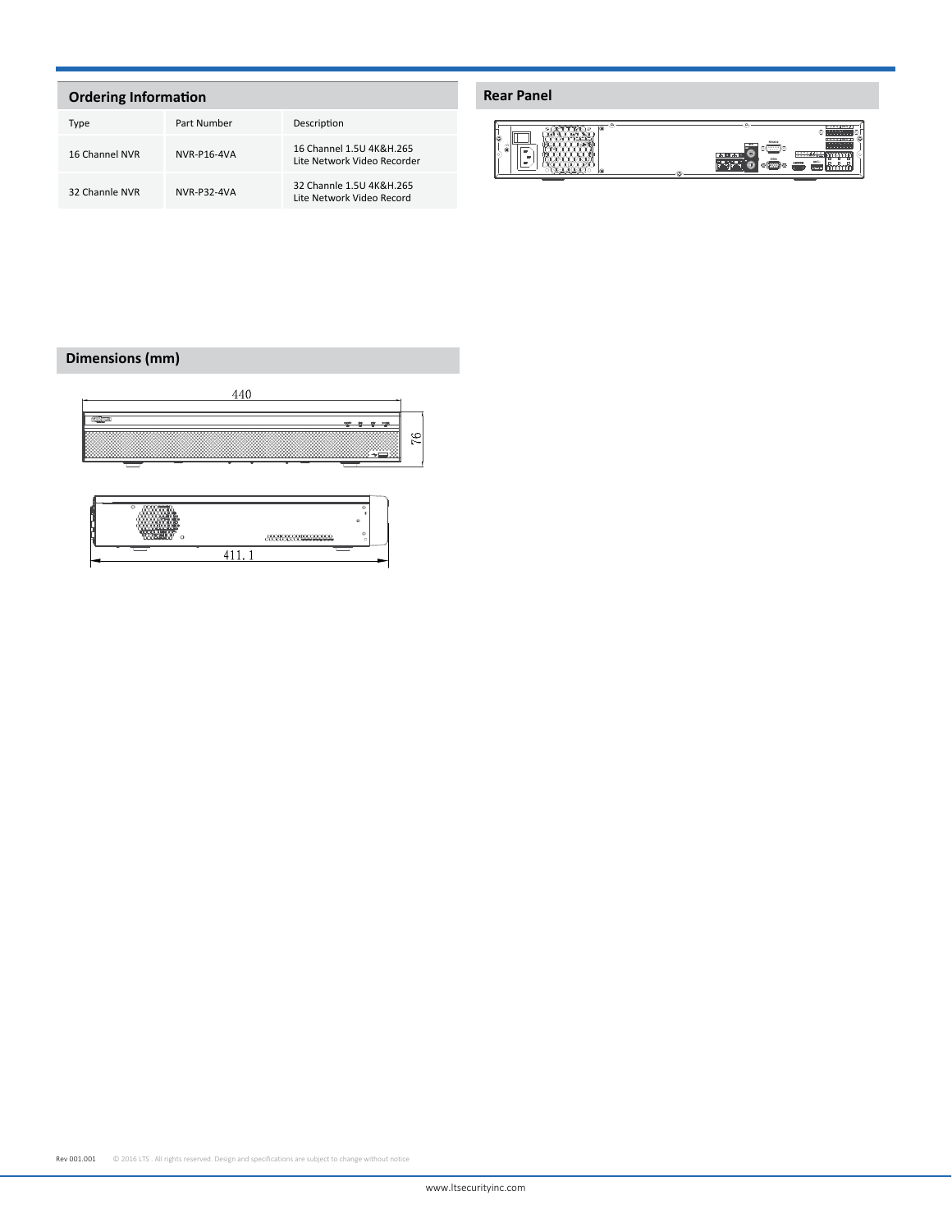## Ordering Information

| Type | Part Number | Description |
| --- | --- | --- |
| 16 Channel NVR | NVR-P16-4VA | 16 Channel 1.5U 4K&H.265 Lite Network Video Recorder |
| 32 Channle NVR | NVR-P32-4VA | 32 Channle 1.5U 4K&H.265 Lite Network Video Record |

## Rear Panel

## Dimensions (mm)

440

76

411.1

Rev 001.001 © 2016 LTS . All rights reserved. Design and specifications are subject to change without notice

www.ltsecurityinc.com